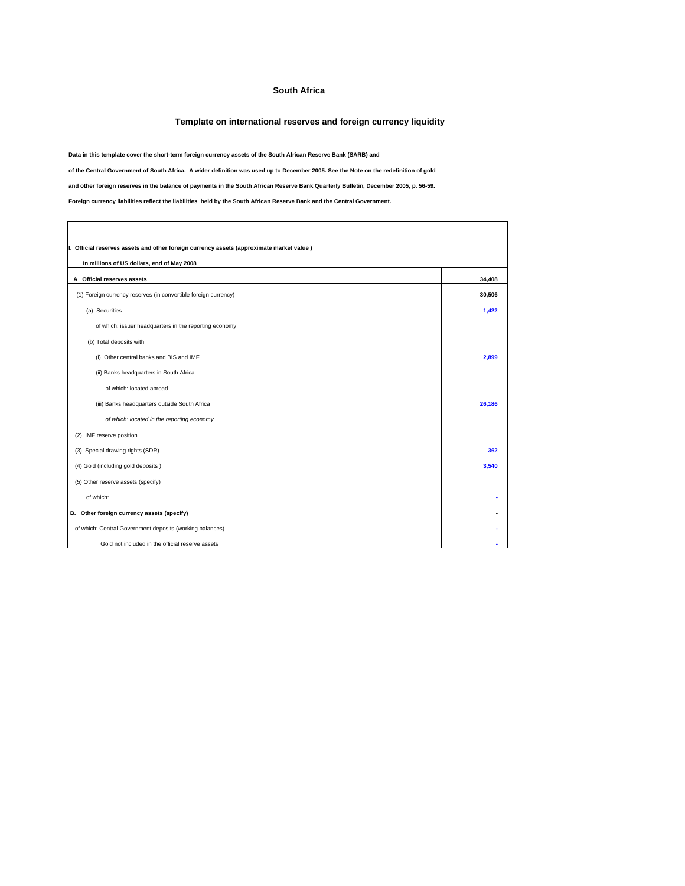# South Africa

## Template on international reserves and foreign currency liquidity

**Data in this template cover the short-term foreign currency assets of the South African Reserve Bank (SARB) and**

**of the Central Government of South Africa. A wider definition was used up to December 2005. See the Note on the redefinition of gold**

**and other foreign reserves in the balance of payments in the South African Reserve Bank Quarterly Bulletin, December 2005, p. 56-59.**

**Foreign currency liabilities reflect the liabilities held by the South African Reserve Bank and the Central Government.**

| **I. Official reserves assets and other foreign currency assets (approximate market value )** | |
|---|---|
| **In millions of US dollars, end of May 2008** | |
| **A Official reserves assets** | **34,408** |
| (1) Foreign currency reserves (in convertible foreign currency) | **30,506** |
| (a) Securities | **1,422** |
| of which: issuer headquarters in the reporting economy | |
| (b) Total deposits with | |
| (i) Other central banks and BIS and IMF | **2,899** |
| (ii) Banks headquarters in South Africa | |
| of which: located abroad | |
| (iii) Banks headquarters outside South Africa | **26,186** |
| *of which: located in the reporting economy* | |
| (2) IMF reserve position | |
| (3) Special drawing rights (SDR) | **362** |
| (4) Gold (including gold deposits ) | **3,540** |
| (5) Other reserve assets (specify) | |
| of which: | - |
| **B. Other foreign currency assets (specify)** | - |
| of which: Central Government deposits (working balances) | - |
| Gold not included in the official reserve assets | - |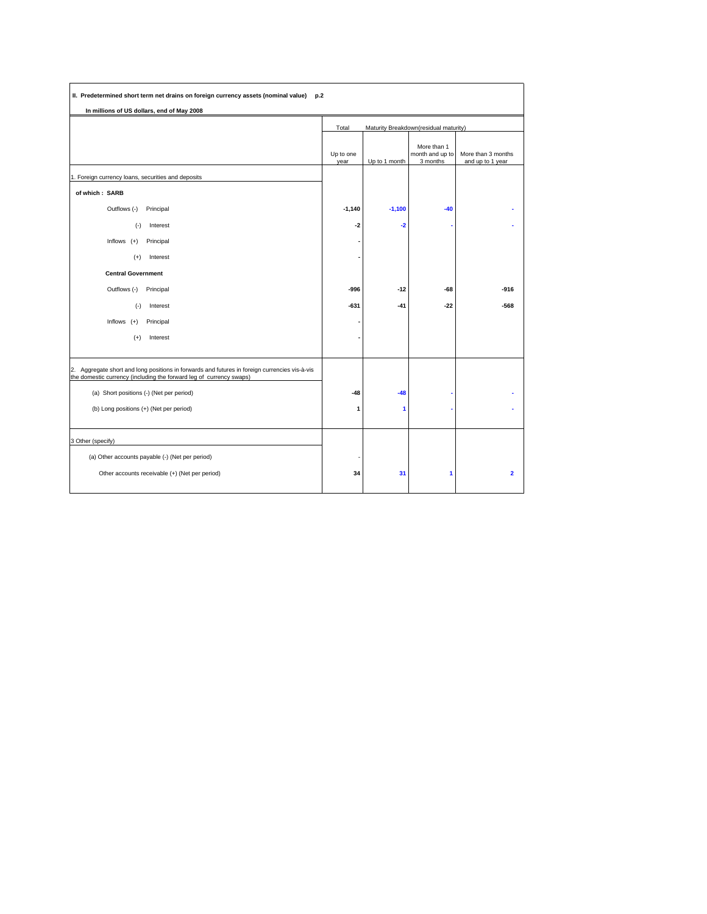**II. Predetermined short term net drains on foreign currency assets (nominal value) p.2**

**In millions of US dollars, end of May 2008**

| | Total | Maturity Breakdown(residual maturity) | | |
|---|---|---|---|---|
| | Up to one year | Up to 1 month | More than 1 month and up to 3 months | More than 3 months and up to 1 year |
| 1. Foreign currency loans, securities and deposits | | | | |
| **of which : SARB** | | | | |
| Outflows (-) Principal | **-1,140** | **-1,100** | **-40** | **-** |
| (-) Interest | **-2** | **-2** | **-** | **-** |
| Inflows (+) Principal | **-** | | | |
| (+) Interest | **-** | | | |
| **Central Government** | | | | |
| Outflows (-) Principal | **-996** | **-12** | **-68** | **-916** |
| (-) Interest | **-631** | **-41** | **-22** | **-568** |
| Inflows (+) Principal | **-** | | | |
| (+) Interest | **-** | | | |
| 2. Aggregate short and long positions in forwards and futures in foreign currencies vis-à-vis the domestic currency (including the forward leg of currency swaps) | | | | |
| (a) Short positions (-) (Net per period) | **-48** | **-48** | **-** | **-** |
| (b) Long positions (+) (Net per period) | **1** | **1** | **-** | **-** |
| 3 Other (specify) | | | | |
| (a) Other accounts payable (-) (Net per period) | - | | | |
| Other accounts receivable (+) (Net per period) | **34** | **31** | **1** | **2** |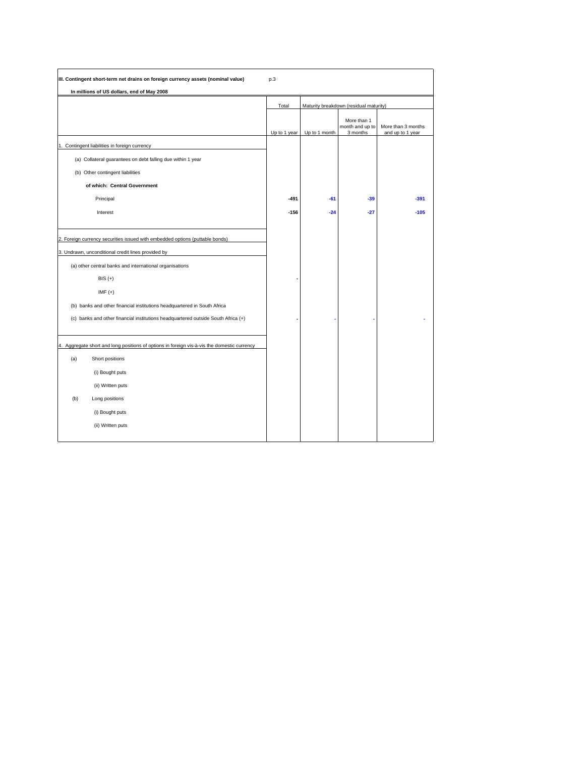**III. Contingent short-term net drains on foreign currency assets (nominal value)** p.3

**In millions of US dollars, end of May 2008**

| | Total | Maturity breakdown (residual maturity) | | |
|---|---|---|---|---|
| | Up to 1 year | Up to 1 month | More than 1 month and up to 3 months | More than 3 months and up to 1 year |
| 1. Contingent liabilities in foreign currency | | | | |
| (a) Collateral guarantees on debt falling due within 1 year | | | | |
| (b) Other contingent liabilities | | | | |
| **of which: Central Government** | | | | |
| Principal | **-491** | **-61** | **-39** | **-391** |
| Interest | **-156** | **-24** | **-27** | **-105** |
| 2. Foreign currency securities issued with embedded options (puttable bonds) | | | | |
| 3. Undrawn, unconditional credit lines provided by | | | | |
| (a) other central banks and international organisations | | | | |
| BIS (+) | - | | | |
| IMF (+) | | | | |
| (b) banks and other financial institutions headquartered in South Africa | | | | |
| (c) banks and other financial institutions headquartered outside South Africa (+) | - | - | - | - |
| 4. Aggregate short and long positions of options in foreign vis-à-vis the domestic currency | | | | |
| (a) Short positions | | | | |
| (i) Bought puts | | | | |
| (ii) Written puts | | | | |
| (b) Long positions | | | | |
| (i) Bought puts | | | | |
| (ii) Written puts | | | | |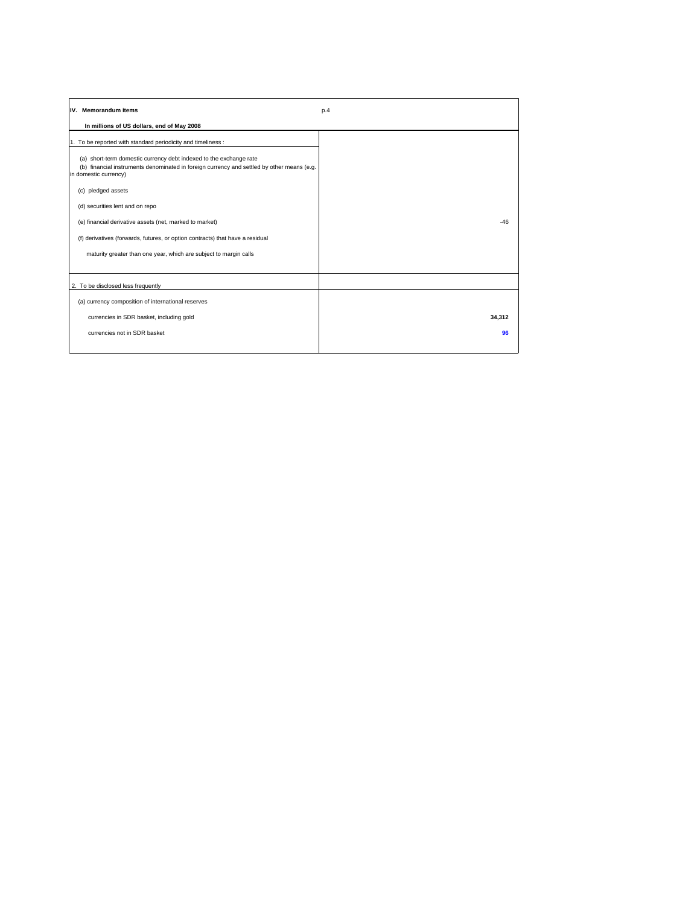| IV. Memorandum items | |
| --- | --- |
| **In millions of US dollars, end of May 2008** | |
| 1. To be reported with standard periodicity and timeliness : | |
| (a) short-term domestic currency debt indexed to the exchange rate | |
| (b) financial instruments denominated in foreign currency and settled by other means (e.g. in domestic currency) | |
| (c) pledged assets | |
| (d) securities lent and on repo | |
| (e) financial derivative assets (net, marked to market) | -46 |
| (f) derivatives (forwards, futures, or option contracts) that have a residual maturity greater than one year, which are subject to margin calls | |
| 2. To be disclosed less frequently | |
| (a) currency composition of international reserves | |
| currencies in SDR basket, including gold | **34,312** |
| currencies not in SDR basket | **96** |